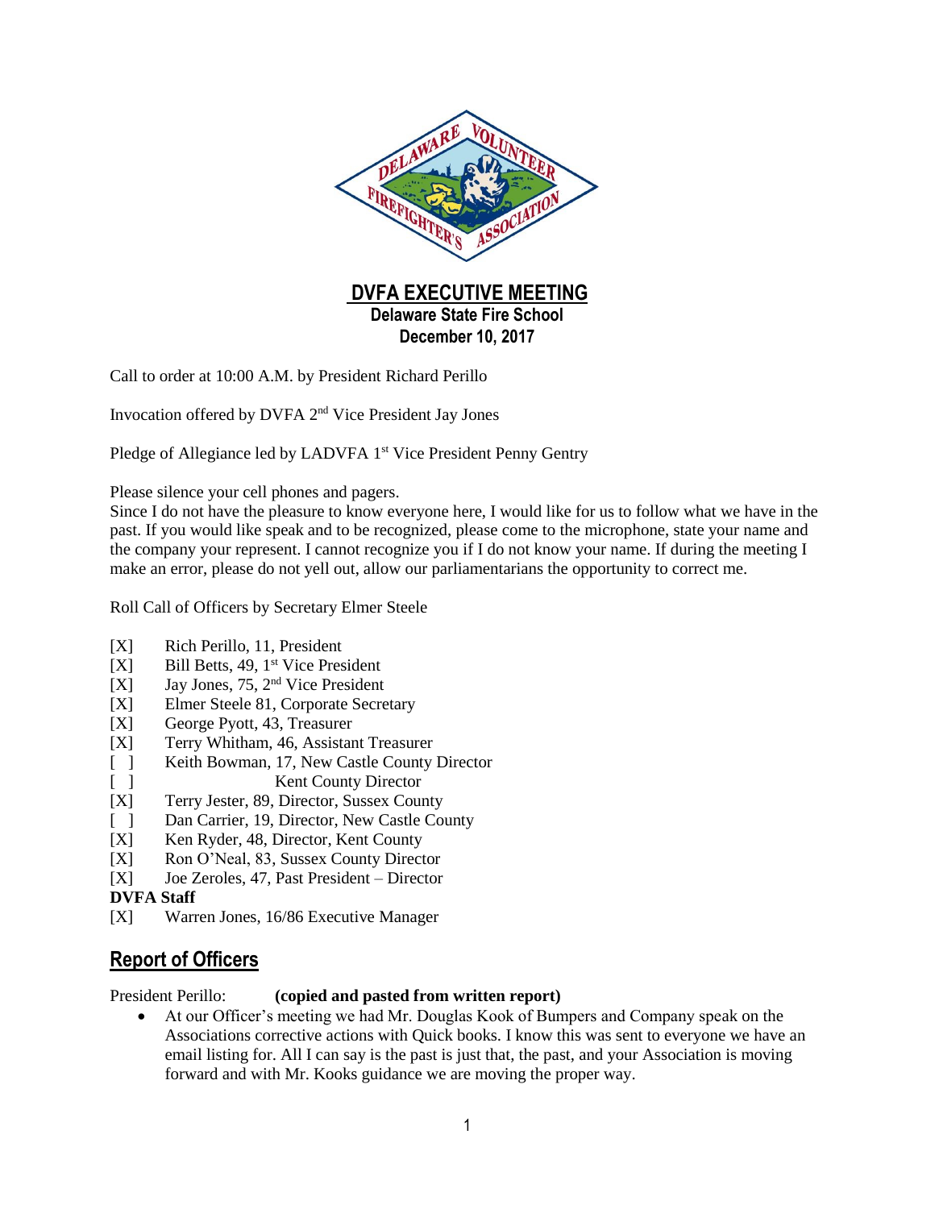# DVFA EXECUTIVE MEETING

**Delaware State Fire School**
**December 10, 2017**

Call to order at 10:00 A.M. by President Richard Perillo

Invocation offered by DVFA 2nd Vice President Jay Jones

Pledge of Allegiance led by LADVFA 1st Vice President Penny Gentry

Please silence your cell phones and pagers.
Since I do not have the pleasure to know everyone here, I would like for us to follow what we have in the past. If you would like speak and to be recognized, please come to the microphone, state your name and the company your represent. I cannot recognize you if I do not know your name. If during the meeting I make an error, please do not yell out, allow our parliamentarians the opportunity to correct me.

Roll Call of Officers by Secretary Elmer Steele

[X] Rich Perillo, 11, President
[X] Bill Betts, 49, 1st Vice President
[X] Jay Jones, 75, 2nd Vice President
[X] Elmer Steele 81, Corporate Secretary
[X] George Pyott, 43, Treasurer
[X] Terry Whitham, 46, Assistant Treasurer
[ ] Keith Bowman, 17, New Castle County Director
[ ] Kent County Director
[X] Terry Jester, 89, Director, Sussex County
[ ] Dan Carrier, 19, Director, New Castle County
[X] Ken Ryder, 48, Director, Kent County
[X] Ron O'Neal, 83, Sussex County Director
[X] Joe Zeroles, 47, Past President – Director

**DVFA Staff**

[X] Warren Jones, 16/86 Executive Manager

## Report of Officers

President Perillo: **(copied and pasted from written report)**

- At our Officer's meeting we had Mr. Douglas Kook of Bumpers and Company speak on the Associations corrective actions with Quick books. I know this was sent to everyone we have an email listing for. All I can say is the past is just that, the past, and your Association is moving forward and with Mr. Kooks guidance we are moving the proper way.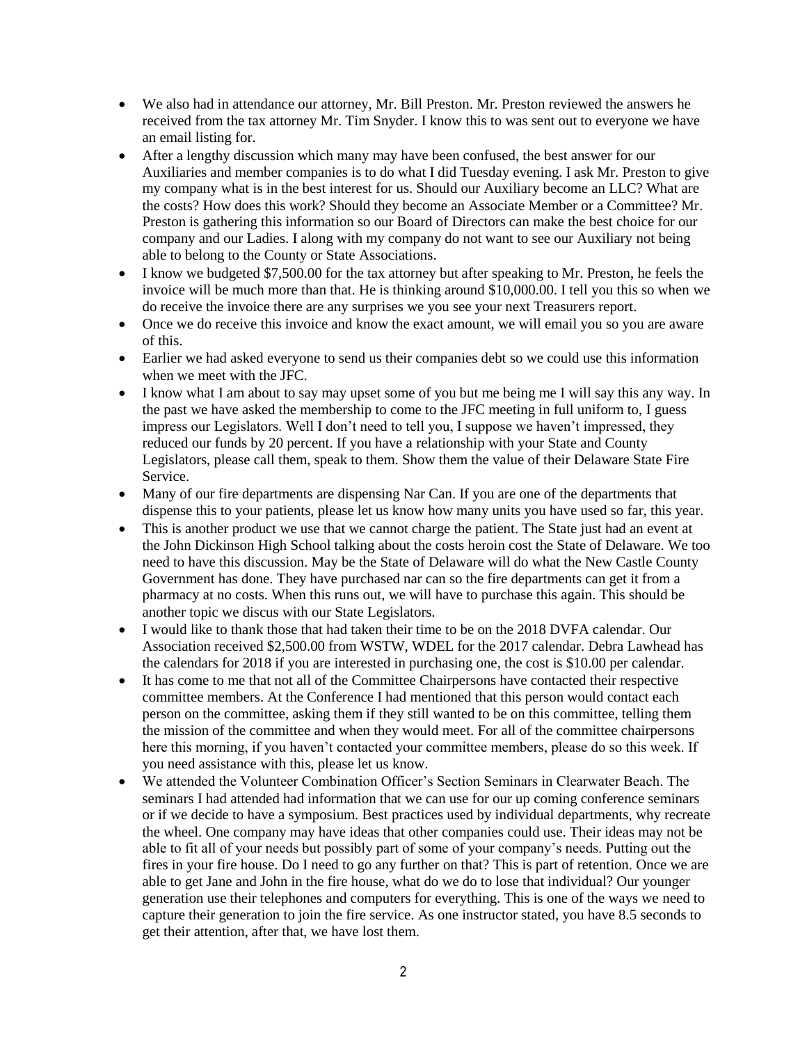- We also had in attendance our attorney, Mr. Bill Preston. Mr. Preston reviewed the answers he received from the tax attorney Mr. Tim Snyder. I know this to was sent out to everyone we have an email listing for.
- After a lengthy discussion which many may have been confused, the best answer for our Auxiliaries and member companies is to do what I did Tuesday evening. I ask Mr. Preston to give my company what is in the best interest for us. Should our Auxiliary become an LLC? What are the costs? How does this work? Should they become an Associate Member or a Committee? Mr. Preston is gathering this information so our Board of Directors can make the best choice for our company and our Ladies. I along with my company do not want to see our Auxiliary not being able to belong to the County or State Associations.
- I know we budgeted $7,500.00 for the tax attorney but after speaking to Mr. Preston, he feels the invoice will be much more than that. He is thinking around $10,000.00. I tell you this so when we do receive the invoice there are any surprises we you see your next Treasurers report.
- Once we do receive this invoice and know the exact amount, we will email you so you are aware of this.
- Earlier we had asked everyone to send us their companies debt so we could use this information when we meet with the JFC.
- I know what I am about to say may upset some of you but me being me I will say this any way. In the past we have asked the membership to come to the JFC meeting in full uniform to, I guess impress our Legislators. Well I don't need to tell you, I suppose we haven't impressed, they reduced our funds by 20 percent. If you have a relationship with your State and County Legislators, please call them, speak to them. Show them the value of their Delaware State Fire Service.
- Many of our fire departments are dispensing Nar Can. If you are one of the departments that dispense this to your patients, please let us know how many units you have used so far, this year.
- This is another product we use that we cannot charge the patient. The State just had an event at the John Dickinson High School talking about the costs heroin cost the State of Delaware. We too need to have this discussion. May be the State of Delaware will do what the New Castle County Government has done. They have purchased nar can so the fire departments can get it from a pharmacy at no costs. When this runs out, we will have to purchase this again. This should be another topic we discus with our State Legislators.
- I would like to thank those that had taken their time to be on the 2018 DVFA calendar. Our Association received $2,500.00 from WSTW, WDEL for the 2017 calendar. Debra Lawhead has the calendars for 2018 if you are interested in purchasing one, the cost is $10.00 per calendar.
- It has come to me that not all of the Committee Chairpersons have contacted their respective committee members. At the Conference I had mentioned that this person would contact each person on the committee, asking them if they still wanted to be on this committee, telling them the mission of the committee and when they would meet. For all of the committee chairpersons here this morning, if you haven't contacted your committee members, please do so this week. If you need assistance with this, please let us know.
- We attended the Volunteer Combination Officer's Section Seminars in Clearwater Beach. The seminars I had attended had information that we can use for our up coming conference seminars or if we decide to have a symposium. Best practices used by individual departments, why recreate the wheel. One company may have ideas that other companies could use. Their ideas may not be able to fit all of your needs but possibly part of some of your company's needs. Putting out the fires in your fire house. Do I need to go any further on that? This is part of retention. Once we are able to get Jane and John in the fire house, what do we do to lose that individual? Our younger generation use their telephones and computers for everything. This is one of the ways we need to capture their generation to join the fire service. As one instructor stated, you have 8.5 seconds to get their attention, after that, we have lost them.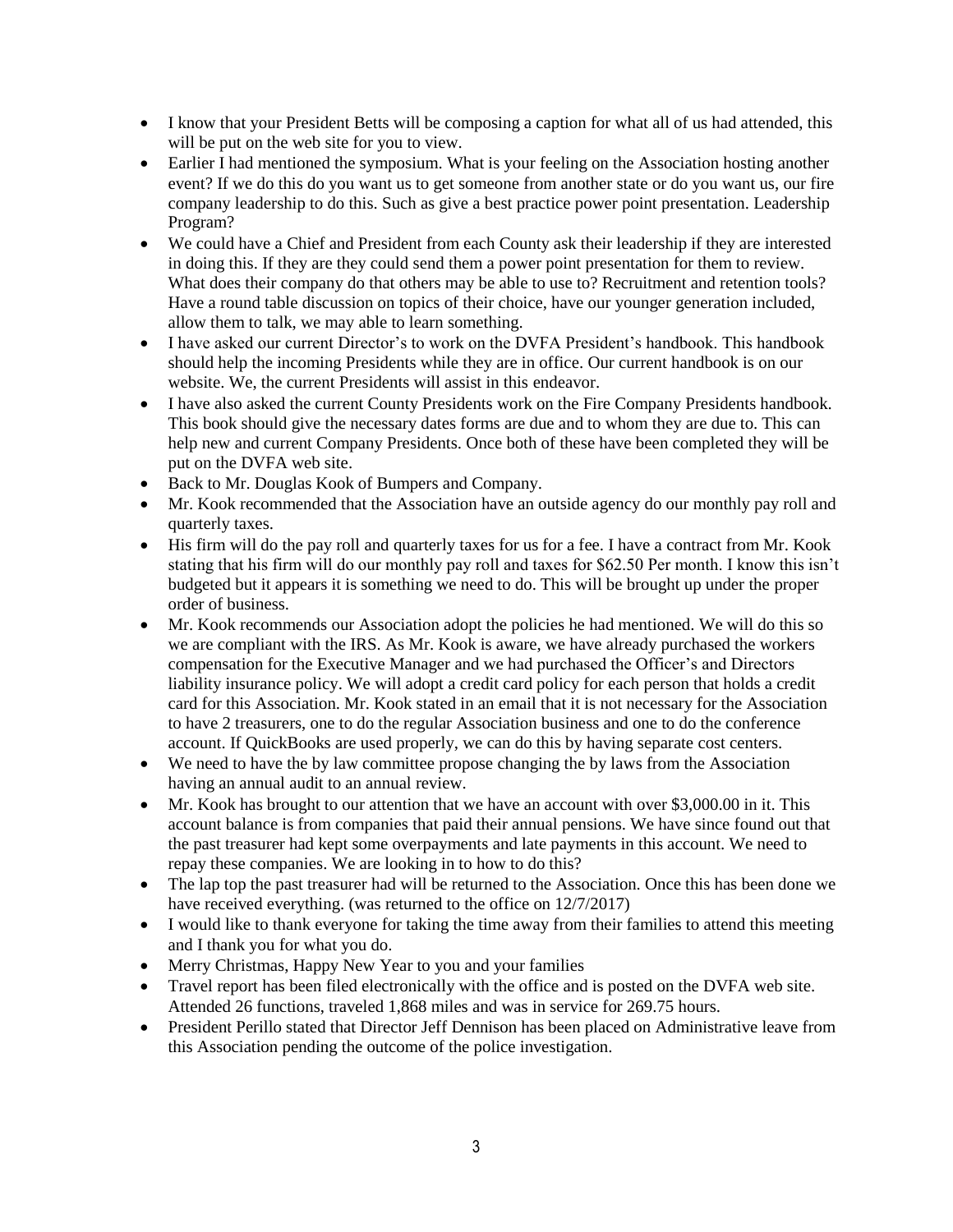- I know that your President Betts will be composing a caption for what all of us had attended, this will be put on the web site for you to view.
- Earlier I had mentioned the symposium. What is your feeling on the Association hosting another event? If we do this do you want us to get someone from another state or do you want us, our fire company leadership to do this. Such as give a best practice power point presentation. Leadership Program?
- We could have a Chief and President from each County ask their leadership if they are interested in doing this. If they are they could send them a power point presentation for them to review. What does their company do that others may be able to use to? Recruitment and retention tools? Have a round table discussion on topics of their choice, have our younger generation included, allow them to talk, we may able to learn something.
- I have asked our current Director's to work on the DVFA President's handbook. This handbook should help the incoming Presidents while they are in office. Our current handbook is on our website. We, the current Presidents will assist in this endeavor.
- I have also asked the current County Presidents work on the Fire Company Presidents handbook. This book should give the necessary dates forms are due and to whom they are due to. This can help new and current Company Presidents. Once both of these have been completed they will be put on the DVFA web site.
- Back to Mr. Douglas Kook of Bumpers and Company.
- Mr. Kook recommended that the Association have an outside agency do our monthly pay roll and quarterly taxes.
- His firm will do the pay roll and quarterly taxes for us for a fee. I have a contract from Mr. Kook stating that his firm will do our monthly pay roll and taxes for $62.50 Per month. I know this isn't budgeted but it appears it is something we need to do. This will be brought up under the proper order of business.
- Mr. Kook recommends our Association adopt the policies he had mentioned. We will do this so we are compliant with the IRS. As Mr. Kook is aware, we have already purchased the workers compensation for the Executive Manager and we had purchased the Officer's and Directors liability insurance policy. We will adopt a credit card policy for each person that holds a credit card for this Association. Mr. Kook stated in an email that it is not necessary for the Association to have 2 treasurers, one to do the regular Association business and one to do the conference account. If QuickBooks are used properly, we can do this by having separate cost centers.
- We need to have the by law committee propose changing the by laws from the Association having an annual audit to an annual review.
- Mr. Kook has brought to our attention that we have an account with over $3,000.00 in it. This account balance is from companies that paid their annual pensions. We have since found out that the past treasurer had kept some overpayments and late payments in this account. We need to repay these companies. We are looking in to how to do this?
- The lap top the past treasurer had will be returned to the Association. Once this has been done we have received everything. (was returned to the office on 12/7/2017)
- I would like to thank everyone for taking the time away from their families to attend this meeting and I thank you for what you do.
- Merry Christmas, Happy New Year to you and your families
- Travel report has been filed electronically with the office and is posted on the DVFA web site. Attended 26 functions, traveled 1,868 miles and was in service for 269.75 hours.
- President Perillo stated that Director Jeff Dennison has been placed on Administrative leave from this Association pending the outcome of the police investigation.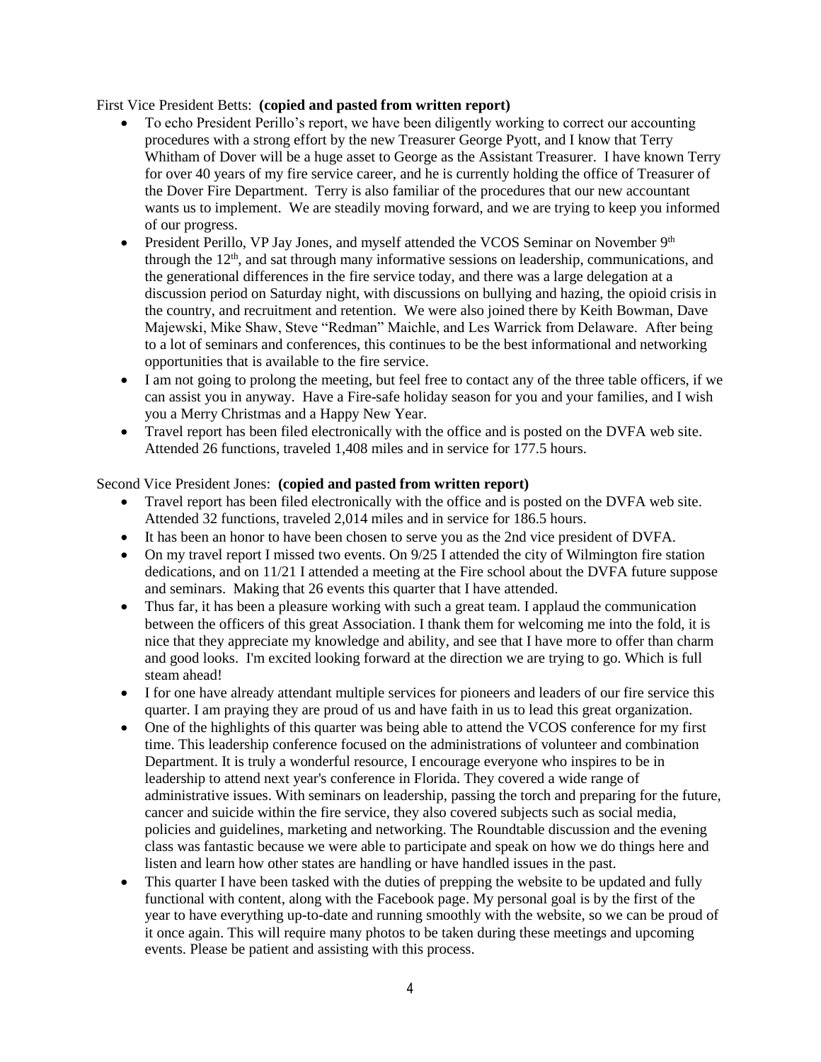First Vice President Betts: **(copied and pasted from written report)**

- To echo President Perillo's report, we have been diligently working to correct our accounting procedures with a strong effort by the new Treasurer George Pyott, and I know that Terry Whitham of Dover will be a huge asset to George as the Assistant Treasurer. I have known Terry for over 40 years of my fire service career, and he is currently holding the office of Treasurer of the Dover Fire Department. Terry is also familiar of the procedures that our new accountant wants us to implement. We are steadily moving forward, and we are trying to keep you informed of our progress.
- President Perillo, VP Jay Jones, and myself attended the VCOS Seminar on November 9th through the 12th, and sat through many informative sessions on leadership, communications, and the generational differences in the fire service today, and there was a large delegation at a discussion period on Saturday night, with discussions on bullying and hazing, the opioid crisis in the country, and recruitment and retention. We were also joined there by Keith Bowman, Dave Majewski, Mike Shaw, Steve "Redman" Maichle, and Les Warrick from Delaware. After being to a lot of seminars and conferences, this continues to be the best informational and networking opportunities that is available to the fire service.
- I am not going to prolong the meeting, but feel free to contact any of the three table officers, if we can assist you in anyway. Have a Fire-safe holiday season for you and your families, and I wish you a Merry Christmas and a Happy New Year.
- Travel report has been filed electronically with the office and is posted on the DVFA web site. Attended 26 functions, traveled 1,408 miles and in service for 177.5 hours.

Second Vice President Jones: **(copied and pasted from written report)**

- Travel report has been filed electronically with the office and is posted on the DVFA web site. Attended 32 functions, traveled 2,014 miles and in service for 186.5 hours.
- It has been an honor to have been chosen to serve you as the 2nd vice president of DVFA.
- On my travel report I missed two events. On 9/25 I attended the city of Wilmington fire station dedications, and on 11/21 I attended a meeting at the Fire school about the DVFA future suppose and seminars. Making that 26 events this quarter that I have attended.
- Thus far, it has been a pleasure working with such a great team. I applaud the communication between the officers of this great Association. I thank them for welcoming me into the fold, it is nice that they appreciate my knowledge and ability, and see that I have more to offer than charm and good looks. I'm excited looking forward at the direction we are trying to go. Which is full steam ahead!
- I for one have already attendant multiple services for pioneers and leaders of our fire service this quarter. I am praying they are proud of us and have faith in us to lead this great organization.
- One of the highlights of this quarter was being able to attend the VCOS conference for my first time. This leadership conference focused on the administrations of volunteer and combination Department. It is truly a wonderful resource, I encourage everyone who inspires to be in leadership to attend next year's conference in Florida. They covered a wide range of administrative issues. With seminars on leadership, passing the torch and preparing for the future, cancer and suicide within the fire service, they also covered subjects such as social media, policies and guidelines, marketing and networking. The Roundtable discussion and the evening class was fantastic because we were able to participate and speak on how we do things here and listen and learn how other states are handling or have handled issues in the past.
- This quarter I have been tasked with the duties of prepping the website to be updated and fully functional with content, along with the Facebook page. My personal goal is by the first of the year to have everything up-to-date and running smoothly with the website, so we can be proud of it once again. This will require many photos to be taken during these meetings and upcoming events. Please be patient and assisting with this process.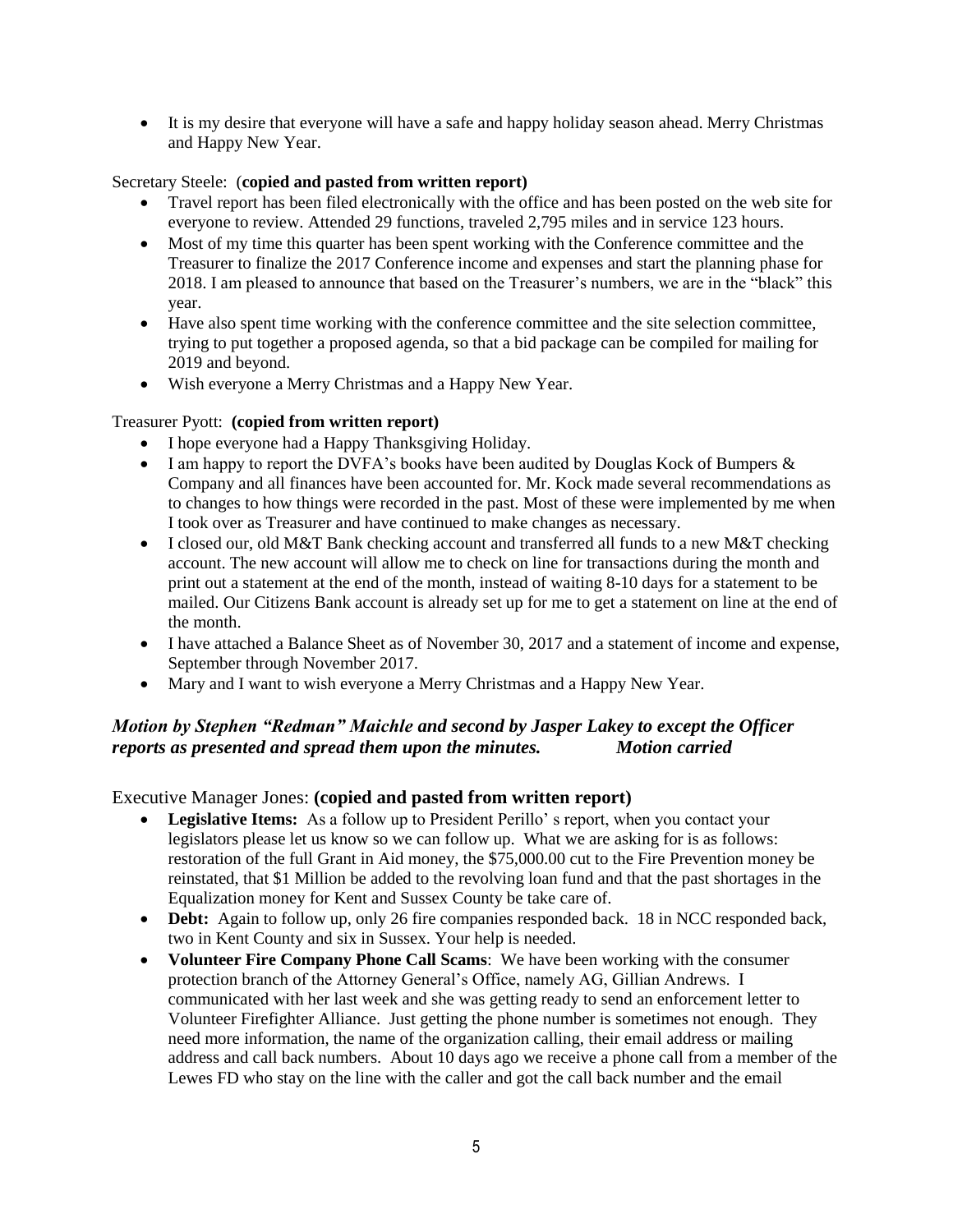- It is my desire that everyone will have a safe and happy holiday season ahead. Merry Christmas and Happy New Year.

Secretary Steele: (**copied and pasted from written report)**

- Travel report has been filed electronically with the office and has been posted on the web site for everyone to review. Attended 29 functions, traveled 2,795 miles and in service 123 hours.
- Most of my time this quarter has been spent working with the Conference committee and the Treasurer to finalize the 2017 Conference income and expenses and start the planning phase for 2018. I am pleased to announce that based on the Treasurer's numbers, we are in the "black" this year.
- Have also spent time working with the conference committee and the site selection committee, trying to put together a proposed agenda, so that a bid package can be compiled for mailing for 2019 and beyond.
- Wish everyone a Merry Christmas and a Happy New Year.

Treasurer Pyott: **(copied from written report)**

- I hope everyone had a Happy Thanksgiving Holiday.
- I am happy to report the DVFA's books have been audited by Douglas Kock of Bumpers & Company and all finances have been accounted for. Mr. Kock made several recommendations as to changes to how things were recorded in the past. Most of these were implemented by me when I took over as Treasurer and have continued to make changes as necessary.
- I closed our, old M&T Bank checking account and transferred all funds to a new M&T checking account. The new account will allow me to check on line for transactions during the month and print out a statement at the end of the month, instead of waiting 8-10 days for a statement to be mailed. Our Citizens Bank account is already set up for me to get a statement on line at the end of the month.
- I have attached a Balance Sheet as of November 30, 2017 and a statement of income and expense, September through November 2017.
- Mary and I want to wish everyone a Merry Christmas and a Happy New Year.

***Motion by Stephen "Redman" Maichle and second by Jasper Lakey to except the Officer reports as presented and spread them upon the minutes. Motion carried***

Executive Manager Jones: **(copied and pasted from written report)**

- **Legislative Items:** As a follow up to President Perillo' s report, when you contact your legislators please let us know so we can follow up. What we are asking for is as follows: restoration of the full Grant in Aid money, the $75,000.00 cut to the Fire Prevention money be reinstated, that $1 Million be added to the revolving loan fund and that the past shortages in the Equalization money for Kent and Sussex County be take care of.
- **Debt:** Again to follow up, only 26 fire companies responded back. 18 in NCC responded back, two in Kent County and six in Sussex. Your help is needed.
- **Volunteer Fire Company Phone Call Scams**: We have been working with the consumer protection branch of the Attorney General's Office, namely AG, Gillian Andrews. I communicated with her last week and she was getting ready to send an enforcement letter to Volunteer Firefighter Alliance. Just getting the phone number is sometimes not enough. They need more information, the name of the organization calling, their email address or mailing address and call back numbers. About 10 days ago we receive a phone call from a member of the Lewes FD who stay on the line with the caller and got the call back number and the email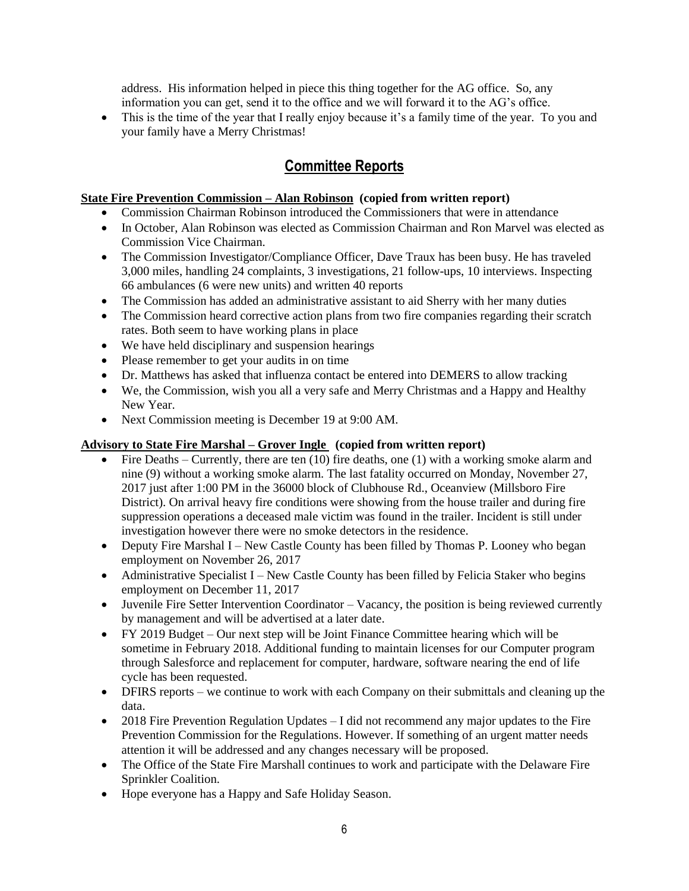address. His information helped in piece this thing together for the AG office. So, any information you can get, send it to the office and we will forward it to the AG's office.

- This is the time of the year that I really enjoy because it's a family time of the year. To you and your family have a Merry Christmas!

## Committee Reports

**State Fire Prevention Commission – Alan Robinson (copied from written report)**

- Commission Chairman Robinson introduced the Commissioners that were in attendance
- In October, Alan Robinson was elected as Commission Chairman and Ron Marvel was elected as Commission Vice Chairman.
- The Commission Investigator/Compliance Officer, Dave Traux has been busy. He has traveled 3,000 miles, handling 24 complaints, 3 investigations, 21 follow-ups, 10 interviews. Inspecting 66 ambulances (6 were new units) and written 40 reports
- The Commission has added an administrative assistant to aid Sherry with her many duties
- The Commission heard corrective action plans from two fire companies regarding their scratch rates. Both seem to have working plans in place
- We have held disciplinary and suspension hearings
- Please remember to get your audits in on time
- Dr. Matthews has asked that influenza contact be entered into DEMERS to allow tracking
- We, the Commission, wish you all a very safe and Merry Christmas and a Happy and Healthy New Year.
- Next Commission meeting is December 19 at 9:00 AM.

**Advisory to State Fire Marshal – Grover Ingle (copied from written report)**

- Fire Deaths – Currently, there are ten (10) fire deaths, one (1) with a working smoke alarm and nine (9) without a working smoke alarm. The last fatality occurred on Monday, November 27, 2017 just after 1:00 PM in the 36000 block of Clubhouse Rd., Oceanview (Millsboro Fire District). On arrival heavy fire conditions were showing from the house trailer and during fire suppression operations a deceased male victim was found in the trailer. Incident is still under investigation however there were no smoke detectors in the residence.
- Deputy Fire Marshal I – New Castle County has been filled by Thomas P. Looney who began employment on November 26, 2017
- Administrative Specialist I – New Castle County has been filled by Felicia Staker who begins employment on December 11, 2017
- Juvenile Fire Setter Intervention Coordinator – Vacancy, the position is being reviewed currently by management and will be advertised at a later date.
- FY 2019 Budget – Our next step will be Joint Finance Committee hearing which will be sometime in February 2018. Additional funding to maintain licenses for our Computer program through Salesforce and replacement for computer, hardware, software nearing the end of life cycle has been requested.
- DFIRS reports – we continue to work with each Company on their submittals and cleaning up the data.
- 2018 Fire Prevention Regulation Updates – I did not recommend any major updates to the Fire Prevention Commission for the Regulations. However. If something of an urgent matter needs attention it will be addressed and any changes necessary will be proposed.
- The Office of the State Fire Marshall continues to work and participate with the Delaware Fire Sprinkler Coalition.
- Hope everyone has a Happy and Safe Holiday Season.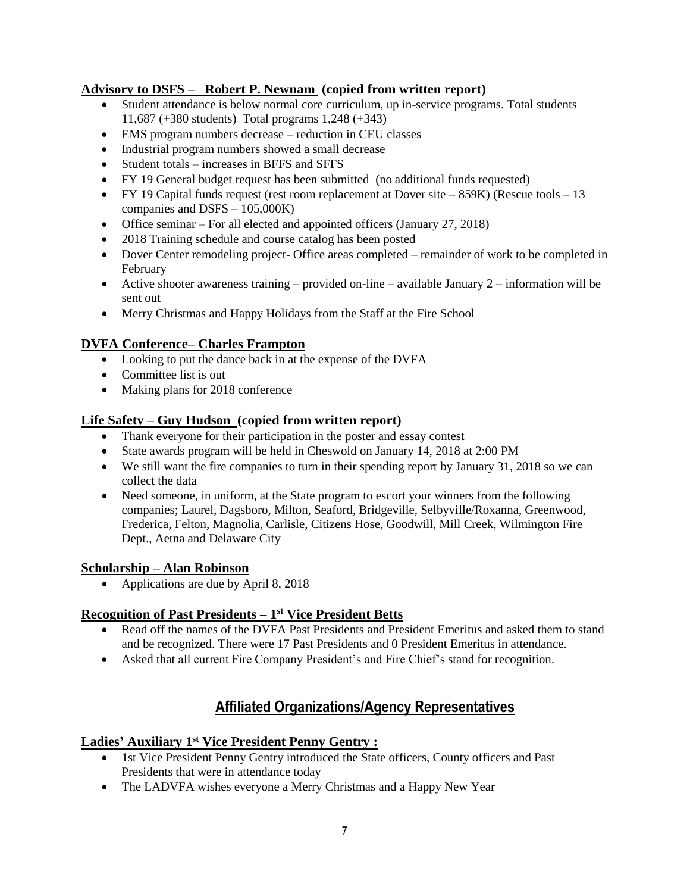### Advisory to DSFS – Robert P. Newnam (copied from written report)

- Student attendance is below normal core curriculum, up in-service programs. Total students 11,687 (+380 students) Total programs 1,248 (+343)
- EMS program numbers decrease – reduction in CEU classes
- Industrial program numbers showed a small decrease
- Student totals – increases in BFFS and SFFS
- FY 19 General budget request has been submitted (no additional funds requested)
- FY 19 Capital funds request (rest room replacement at Dover site – 859K) (Rescue tools – 13 companies and DSFS – 105,000K)
- Office seminar – For all elected and appointed officers (January 27, 2018)
- 2018 Training schedule and course catalog has been posted
- Dover Center remodeling project- Office areas completed – remainder of work to be completed in February
- Active shooter awareness training – provided on-line – available January 2 – information will be sent out
- Merry Christmas and Happy Holidays from the Staff at the Fire School

### DVFA Conference– Charles Frampton

- Looking to put the dance back in at the expense of the DVFA
- Committee list is out
- Making plans for 2018 conference

### Life Safety – Guy Hudson (copied from written report)

- Thank everyone for their participation in the poster and essay contest
- State awards program will be held in Cheswold on January 14, 2018 at 2:00 PM
- We still want the fire companies to turn in their spending report by January 31, 2018 so we can collect the data
- Need someone, in uniform, at the State program to escort your winners from the following companies; Laurel, Dagsboro, Milton, Seaford, Bridgeville, Selbyville/Roxanna, Greenwood, Frederica, Felton, Magnolia, Carlisle, Citizens Hose, Goodwill, Mill Creek, Wilmington Fire Dept., Aetna and Delaware City

### Scholarship – Alan Robinson

- Applications are due by April 8, 2018

### Recognition of Past Presidents – 1st Vice President Betts

- Read off the names of the DVFA Past Presidents and President Emeritus and asked them to stand and be recognized. There were 17 Past Presidents and 0 President Emeritus in attendance.
- Asked that all current Fire Company President's and Fire Chief's stand for recognition.

## Affiliated Organizations/Agency Representatives

### Ladies' Auxiliary 1st Vice President Penny Gentry :

- 1st Vice President Penny Gentry introduced the State officers, County officers and Past Presidents that were in attendance today
- The LADVFA wishes everyone a Merry Christmas and a Happy New Year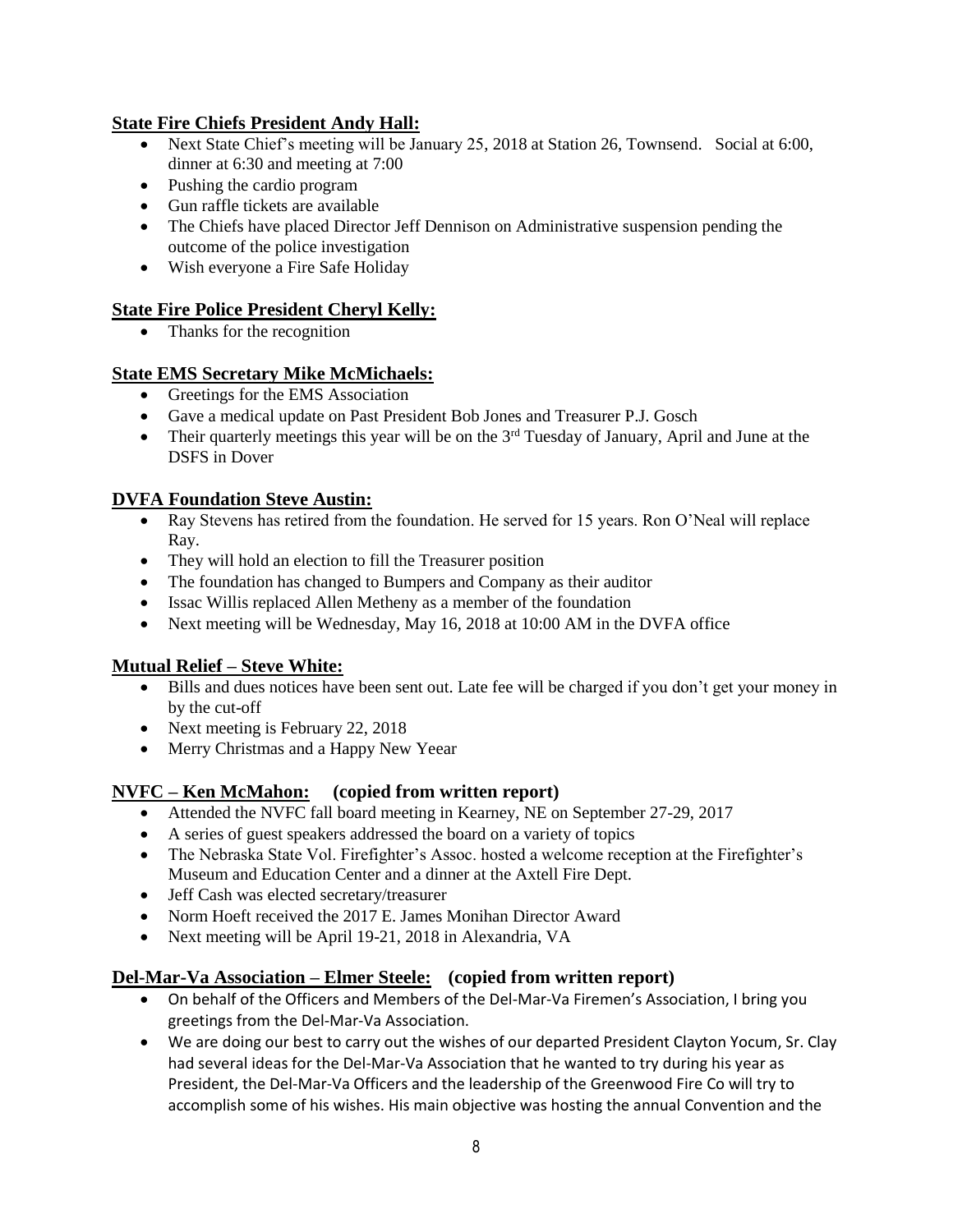**State Fire Chiefs President Andy Hall:**

- Next State Chief's meeting will be January 25, 2018 at Station 26, Townsend. Social at 6:00, dinner at 6:30 and meeting at 7:00
- Pushing the cardio program
- Gun raffle tickets are available
- The Chiefs have placed Director Jeff Dennison on Administrative suspension pending the outcome of the police investigation
- Wish everyone a Fire Safe Holiday

**State Fire Police President Cheryl Kelly:**

- Thanks for the recognition

**State EMS Secretary Mike McMichaels:**

- Greetings for the EMS Association
- Gave a medical update on Past President Bob Jones and Treasurer P.J. Gosch
- Their quarterly meetings this year will be on the 3rd Tuesday of January, April and June at the DSFS in Dover

**DVFA Foundation Steve Austin:**

- Ray Stevens has retired from the foundation. He served for 15 years. Ron O'Neal will replace Ray.
- They will hold an election to fill the Treasurer position
- The foundation has changed to Bumpers and Company as their auditor
- Issac Willis replaced Allen Metheny as a member of the foundation
- Next meeting will be Wednesday, May 16, 2018 at 10:00 AM in the DVFA office

**Mutual Relief – Steve White:**

- Bills and dues notices have been sent out. Late fee will be charged if you don't get your money in by the cut-off
- Next meeting is February 22, 2018
- Merry Christmas and a Happy New Yeear

**NVFC – Ken McMahon: (copied from written report)**

- Attended the NVFC fall board meeting in Kearney, NE on September 27-29, 2017
- A series of guest speakers addressed the board on a variety of topics
- The Nebraska State Vol. Firefighter's Assoc. hosted a welcome reception at the Firefighter's Museum and Education Center and a dinner at the Axtell Fire Dept.
- Jeff Cash was elected secretary/treasurer
- Norm Hoeft received the 2017 E. James Monihan Director Award
- Next meeting will be April 19-21, 2018 in Alexandria, VA

**Del-Mar-Va Association – Elmer Steele: (copied from written report)**

- On behalf of the Officers and Members of the Del-Mar-Va Firemen's Association, I bring you greetings from the Del-Mar-Va Association.
- We are doing our best to carry out the wishes of our departed President Clayton Yocum, Sr. Clay had several ideas for the Del-Mar-Va Association that he wanted to try during his year as President, the Del-Mar-Va Officers and the leadership of the Greenwood Fire Co will try to accomplish some of his wishes. His main objective was hosting the annual Convention and the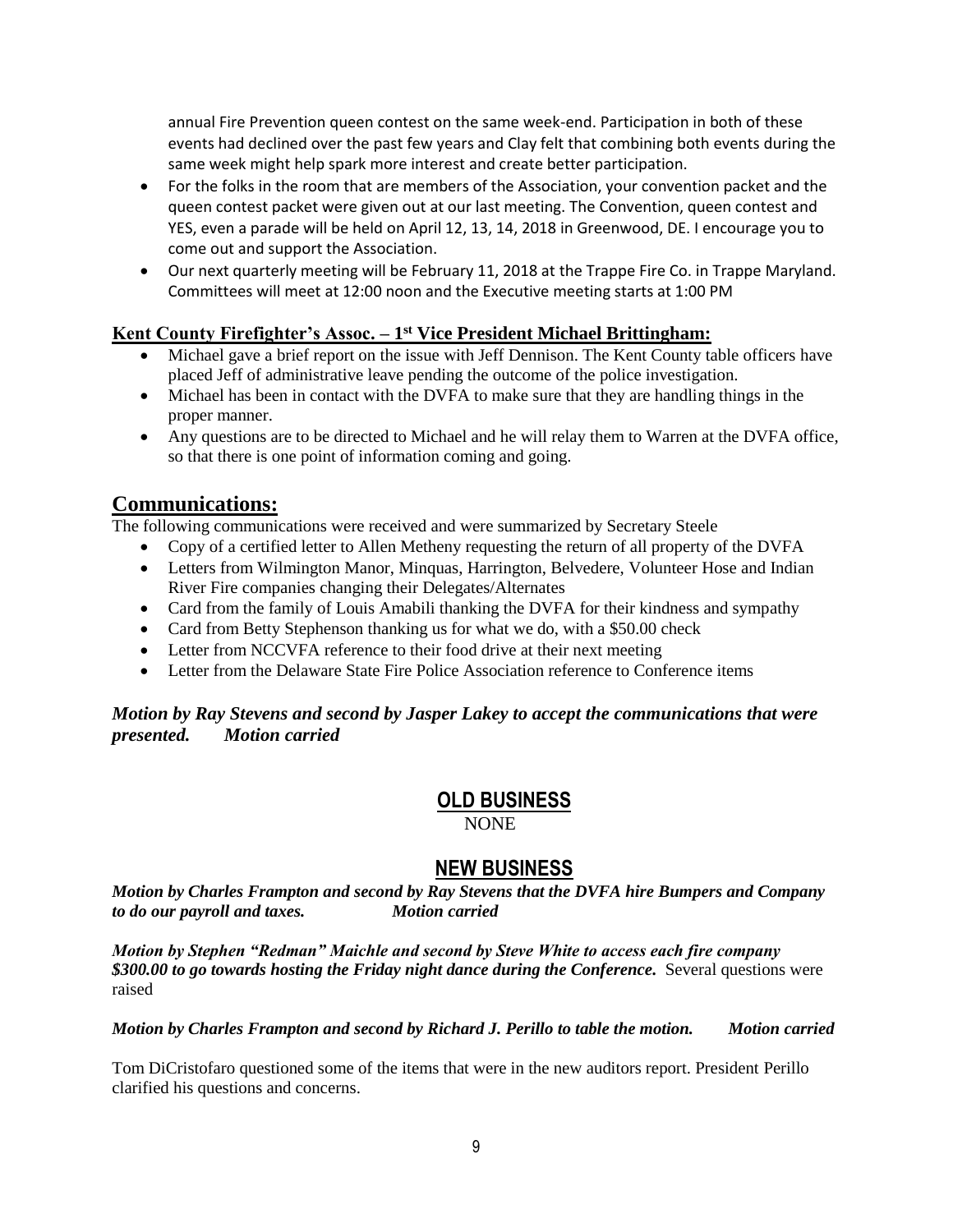annual Fire Prevention queen contest on the same week-end. Participation in both of these events had declined over the past few years and Clay felt that combining both events during the same week might help spark more interest and create better participation.

- For the folks in the room that are members of the Association, your convention packet and the queen contest packet were given out at our last meeting. The Convention, queen contest and YES, even a parade will be held on April 12, 13, 14, 2018 in Greenwood, DE. I encourage you to come out and support the Association.
- Our next quarterly meeting will be February 11, 2018 at the Trappe Fire Co. in Trappe Maryland. Committees will meet at 12:00 noon and the Executive meeting starts at 1:00 PM

**Kent County Firefighter's Assoc. – 1st Vice President Michael Brittingham:**

- Michael gave a brief report on the issue with Jeff Dennison. The Kent County table officers have placed Jeff of administrative leave pending the outcome of the police investigation.
- Michael has been in contact with the DVFA to make sure that they are handling things in the proper manner.
- Any questions are to be directed to Michael and he will relay them to Warren at the DVFA office, so that there is one point of information coming and going.

## Communications:

The following communications were received and were summarized by Secretary Steele

- Copy of a certified letter to Allen Metheny requesting the return of all property of the DVFA
- Letters from Wilmington Manor, Minquas, Harrington, Belvedere, Volunteer Hose and Indian River Fire companies changing their Delegates/Alternates
- Card from the family of Louis Amabili thanking the DVFA for their kindness and sympathy
- Card from Betty Stephenson thanking us for what we do, with a $50.00 check
- Letter from NCCVFA reference to their food drive at their next meeting
- Letter from the Delaware State Fire Police Association reference to Conference items

***Motion by Ray Stevens and second by Jasper Lakey to accept the communications that were presented. Motion carried***

## OLD BUSINESS

NONE

## NEW BUSINESS

***Motion by Charles Frampton and second by Ray Stevens that the DVFA hire Bumpers and Company to do our payroll and taxes. Motion carried***

***Motion by Stephen "Redman" Maichle and second by Steve White to access each fire company $300.00 to go towards hosting the Friday night dance during the Conference.*** Several questions were raised

***Motion by Charles Frampton and second by Richard J. Perillo to table the motion. Motion carried***

Tom DiCristofaro questioned some of the items that were in the new auditors report. President Perillo clarified his questions and concerns.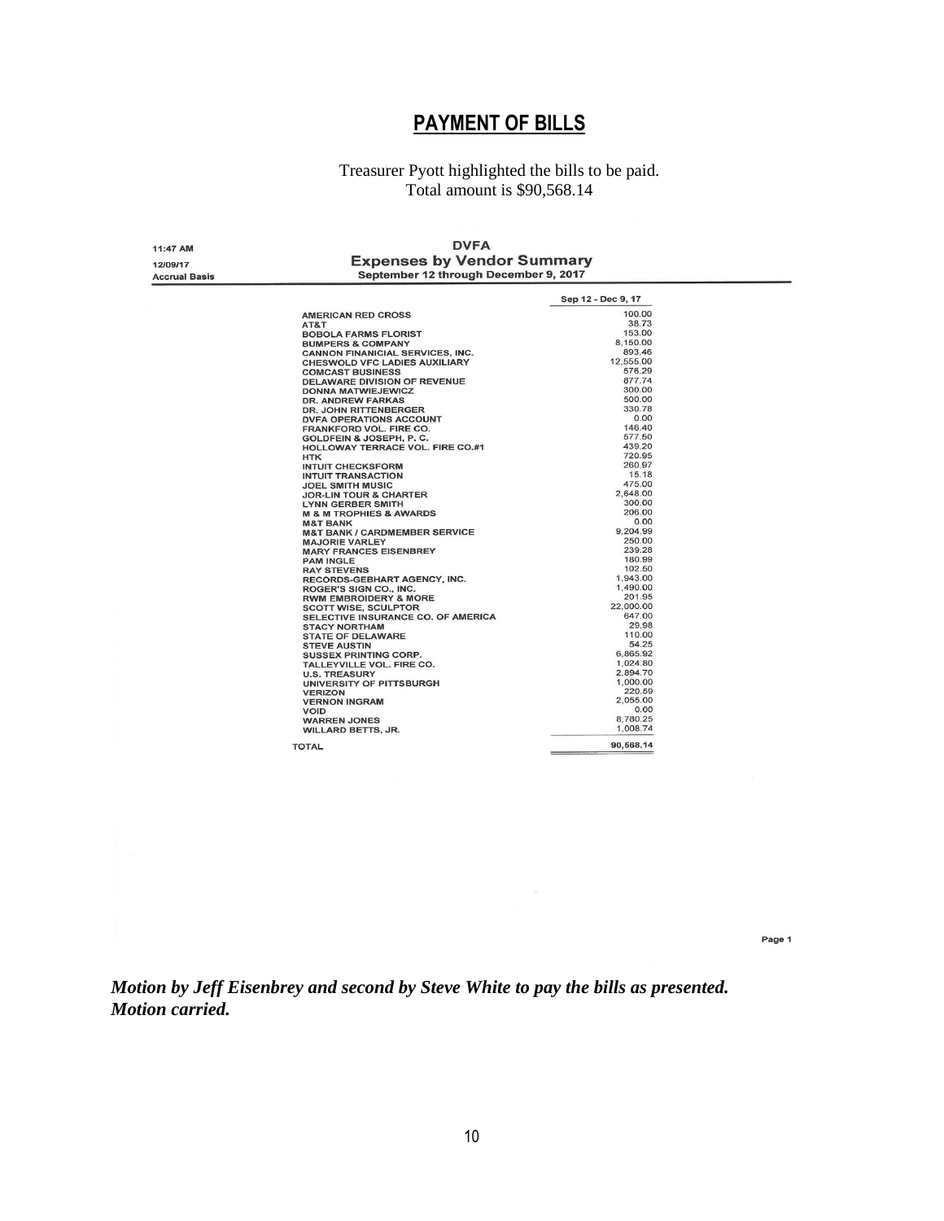## PAYMENT OF BILLS

Treasurer Pyott highlighted the bills to be paid.
Total amount is $90,568.14

11:47 AM
12/09/17
Accrual Basis

**DVFA**
**Expenses by Vendor Summary**
**September 12 through December 9, 2017**

| | Sep 12 - Dec 9, 17 |
|---|---|
| AMERICAN RED CROSS | 100.00 |
| AT&T | 38.73 |
| BOBOLA FARMS FLORIST | 153.00 |
| BUMPERS & COMPANY | 8,150.00 |
| CANNON FINANICIAL SERVICES, INC. | 893.46 |
| CHESWOLD VFC LADIES AUXILIARY | 12,555.00 |
| COMCAST BUSINESS | 576.29 |
| DELAWARE DIVISION OF REVENUE | 877.74 |
| DONNA MATWIEJEWICZ | 300.00 |
| DR. ANDREW FARKAS | 500.00 |
| DR. JOHN RITTENBERGER | 330.78 |
| DVFA OPERATIONS ACCOUNT | 0.00 |
| FRANKFORD VOL. FIRE CO. | 146.40 |
| GOLDFEIN & JOSEPH, P. C. | 577.50 |
| HOLLOWAY TERRACE VOL. FIRE CO.#1 | 439.20 |
| HTK | 720.95 |
| INTUIT CHECKSFORM | 260.97 |
| INTUIT TRANSACTION | 15.18 |
| JOEL SMITH MUSIC | 475.00 |
| JOR-LIN TOUR & CHARTER | 2,648.00 |
| LYNN GERBER SMITH | 300.00 |
| M & M TROPHIES & AWARDS | 206.00 |
| M&T BANK | 0.00 |
| M&T BANK / CARDMEMBER SERVICE | 9,204.99 |
| MAJORIE VARLEY | 250.00 |
| MARY FRANCES EISENBREY | 239.28 |
| PAM INGLE | 180.99 |
| RAY STEVENS | 102.50 |
| RECORDS-GEBHART AGENCY, INC. | 1,943.00 |
| ROGER'S SIGN CO., INC. | 1,490.00 |
| RWM EMBROIDERY & MORE | 201.95 |
| SCOTT WISE, SCULPTOR | 22,000.00 |
| SELECTIVE INSURANCE CO. OF AMERICA | 647.00 |
| STACY NORTHAM | 29.98 |
| STATE OF DELAWARE | 110.00 |
| STEVE AUSTIN | 54.25 |
| SUSSEX PRINTING CORP. | 6,865.92 |
| TALLEYVILLE VOL. FIRE CO. | 1,024.80 |
| U.S. TREASURY | 2,894.70 |
| UNIVERSITY OF PITTSBURGH | 1,000.00 |
| VERIZON | 220.59 |
| VERNON INGRAM | 2,055.00 |
| VOID | 0.00 |
| WARREN JONES | 8,780.25 |
| WILLARD BETTS, JR. | 1,008.74 |
| TOTAL | 90,568.14 |

***Motion by Jeff Eisenbrey and second by Steve White to pay the bills as presented. Motion carried.***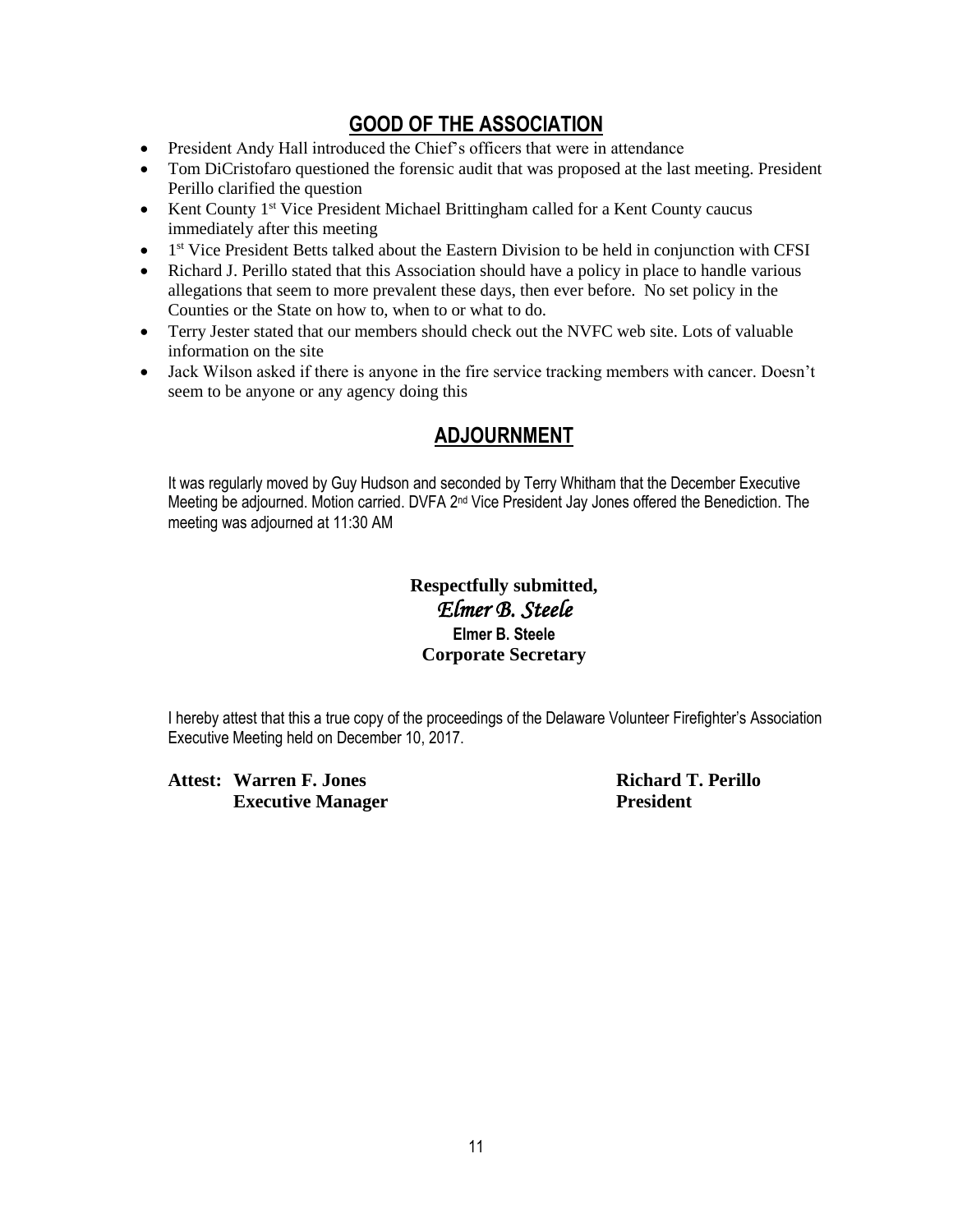## GOOD OF THE ASSOCIATION

- President Andy Hall introduced the Chief's officers that were in attendance
- Tom DiCristofaro questioned the forensic audit that was proposed at the last meeting. President Perillo clarified the question
- Kent County 1st Vice President Michael Brittingham called for a Kent County caucus immediately after this meeting
- 1st Vice President Betts talked about the Eastern Division to be held in conjunction with CFSI
- Richard J. Perillo stated that this Association should have a policy in place to handle various allegations that seem to more prevalent these days, then ever before. No set policy in the Counties or the State on how to, when to or what to do.
- Terry Jester stated that our members should check out the NVFC web site. Lots of valuable information on the site
- Jack Wilson asked if there is anyone in the fire service tracking members with cancer. Doesn't seem to be anyone or any agency doing this

## ADJOURNMENT

It was regularly moved by Guy Hudson and seconded by Terry Whitham that the December Executive Meeting be adjourned. Motion carried. DVFA 2nd Vice President Jay Jones offered the Benediction. The meeting was adjourned at 11:30 AM

**Respectfully submitted,**
*Elmer B. Steele*
**Elmer B. Steele**
**Corporate Secretary**

I hereby attest that this a true copy of the proceedings of the Delaware Volunteer Firefighter's Association Executive Meeting held on December 10, 2017.

**Attest: Warren F. Jones** — **Executive Manager**

**Richard T. Perillo** — **President**